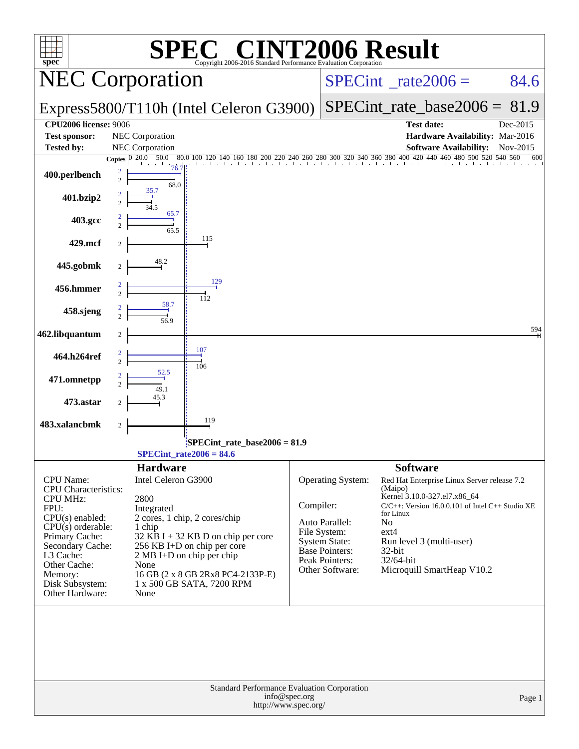# SPEC® CINT2006 Result

Copyright 2006-2016 Standard Performance Evaluation Corporation

## NEC Corporation

**Express5800/T110h (Intel Celeron G3900)**

SPECint_rate2006 = 84.6

SPECint_rate_base2006 = 81.9

| | | | |
|---|---|---|---|
| **CPU2006 license:** | 9006 | **Test date:** | Dec-2015 |
| **Test sponsor:** | NEC Corporation | **Hardware Availability:** | Mar-2016 |
| **Tested by:** | NEC Corporation | **Software Availability:** | Nov-2015 |

| Benchmark | Copies | Peak | Base |
|---|---|---|---|
| 400.perlbench | 2 | 76.7 | 68.0 |
| 401.bzip2 | 2 | 35.7 | 34.5 |
| 403.gcc | 2 | 65.7 | 65.5 |
| 429.mcf | 2 | | 115 |
| 445.gobmk | 2 | | 48.2 |
| 456.hmmer | 2 | 129 | 112 |
| 458.sjeng | 2 | 58.7 | 56.9 |
| 462.libquantum | 2 | | 594 |
| 464.h264ref | 2 | 107 | 106 |
| 471.omnetpp | 2 | 52.5 | 49.1 |
| 473.astar | 2 | | 45.3 |
| 483.xalancbmk | 2 | | 119 |

SPECint_rate_base2006 = 81.9

SPECint_rate2006 = 84.6

## Hardware

| | |
|---|---|
| CPU Name: | Intel Celeron G3900 |
| CPU Characteristics: | |
| CPU MHz: | 2800 |
| FPU: | Integrated |
| CPU(s) enabled: | 2 cores, 1 chip, 2 cores/chip |
| CPU(s) orderable: | 1 chip |
| Primary Cache: | 32 KB I + 32 KB D on chip per core |
| Secondary Cache: | 256 KB I+D on chip per core |
| L3 Cache: | 2 MB I+D on chip per chip |
| Other Cache: | None |
| Memory: | 16 GB (2 x 8 GB 2Rx8 PC4-2133P-E) |
| Disk Subsystem: | 1 x 500 GB SATA, 7200 RPM |
| Other Hardware: | None |

## Software

| | |
|---|---|
| Operating System: | Red Hat Enterprise Linux Server release 7.2 (Maipo) Kernel 3.10.0-327.el7.x86_64 |
| Compiler: | C/C++: Version 16.0.0.101 of Intel C++ Studio XE for Linux |
| Auto Parallel: | No |
| File System: | ext4 |
| System State: | Run level 3 (multi-user) |
| Base Pointers: | 32-bit |
| Peak Pointers: | 32/64-bit |
| Other Software: | Microquill SmartHeap V10.2 |

Standard Performance Evaluation Corporation
info@spec.org
http://www.spec.org/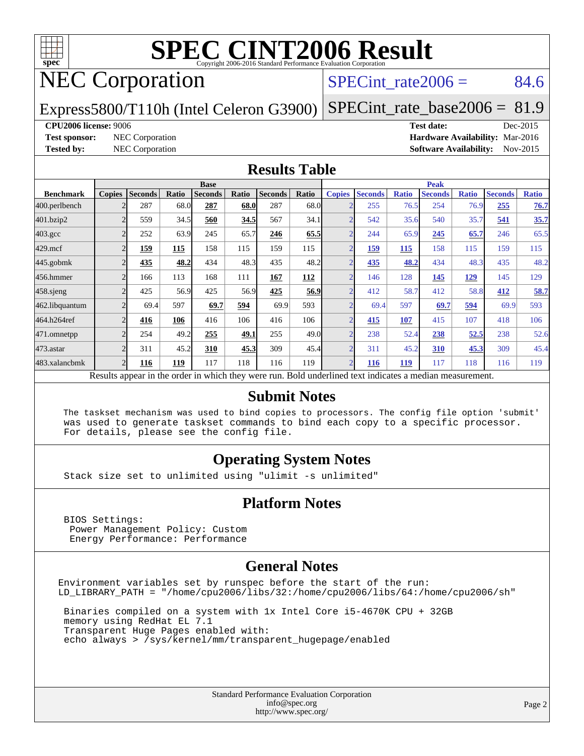# SPEC CINT2006 Result

Copyright 2006-2016 Standard Performance Evaluation Corporation

## NEC Corporation

Express5800/T110h (Intel Celeron G3900)

SPECint_rate2006 = 84.6

SPECint_rate_base2006 = 81.9

**CPU2006 license:** 9006

**Test sponsor:** NEC Corporation

**Tested by:** NEC Corporation

**Test date:** Dec-2015

**Hardware Availability:** Mar-2016

**Software Availability:** Nov-2015

## Results Table

| Benchmark | Base | | | | | | | Peak | | | | | | |
|---|---|---|---|---|---|---|---|---|---|---|---|---|---|---|
| | Copies | Seconds | Ratio | Seconds | Ratio | Seconds | Ratio | Copies | Seconds | Ratio | Seconds | Ratio | Seconds | Ratio |
| 400.perlbench | 2 | 287 | 68.0 | **287** | **68.0** | 287 | 68.0 | 2 | 255 | 76.5 | 254 | 76.9 | **255** | **76.7** |
| 401.bzip2 | 2 | 559 | 34.5 | **560** | **34.5** | 567 | 34.1 | 2 | 542 | 35.6 | 540 | 35.7 | **541** | **35.7** |
| 403.gcc | 2 | 252 | 63.9 | 245 | 65.7 | **246** | **65.5** | 2 | 244 | 65.9 | **245** | **65.7** | 246 | 65.5 |
| 429.mcf | 2 | **159** | **115** | 158 | 115 | 159 | 115 | 2 | **159** | **115** | 158 | 115 | 159 | 115 |
| 445.gobmk | 2 | **435** | **48.2** | 434 | 48.3 | 435 | 48.2 | 2 | **435** | **48.2** | 434 | 48.3 | 435 | 48.2 |
| 456.hmmer | 2 | 166 | 113 | 168 | 111 | **167** | **112** | 2 | 146 | 128 | **145** | **129** | 145 | 129 |
| 458.sjeng | 2 | 425 | 56.9 | 425 | 56.9 | **425** | **56.9** | 2 | 412 | 58.7 | 412 | 58.8 | **412** | **58.7** |
| 462.libquantum | 2 | 69.4 | 597 | **69.7** | **594** | 69.9 | 593 | 2 | 69.4 | 597 | **69.7** | **594** | 69.9 | 593 |
| 464.h264ref | 2 | **416** | **106** | 416 | 106 | 416 | 106 | 2 | **415** | **107** | 415 | 107 | 418 | 106 |
| 471.omnetpp | 2 | 254 | 49.2 | **255** | **49.1** | 255 | 49.0 | 2 | 238 | 52.4 | **238** | **52.5** | 238 | 52.6 |
| 473.astar | 2 | 311 | 45.2 | **310** | **45.3** | 309 | 45.4 | 2 | 311 | 45.2 | **310** | **45.3** | 309 | 45.4 |
| 483.xalancbmk | 2 | **116** | **119** | 117 | 118 | 116 | 119 | 2 | **116** | **119** | 117 | 118 | 116 | 119 |

Results appear in the order in which they were run. Bold underlined text indicates a median measurement.

## Submit Notes

```
The taskset mechanism was used to bind copies to processors. The config file option 'submit'
was used to generate taskset commands to bind each copy to a specific processor.
For details, please see the config file.
```

## Operating System Notes

```
Stack size set to unlimited using "ulimit -s unlimited"
```

## Platform Notes

```
BIOS Settings:
 Power Management Policy: Custom
 Energy Performance: Performance
```

## General Notes

```
Environment variables set by runspec before the start of the run:
LD_LIBRARY_PATH = "/home/cpu2006/libs/32:/home/cpu2006/libs/64:/home/cpu2006/sh"

 Binaries compiled on a system with 1x Intel Core i5-4670K CPU + 32GB
 memory using RedHat EL 7.1
 Transparent Huge Pages enabled with:
 echo always > /sys/kernel/mm/transparent_hugepage/enabled
```

Standard Performance Evaluation Corporation
info@spec.org
http://www.spec.org/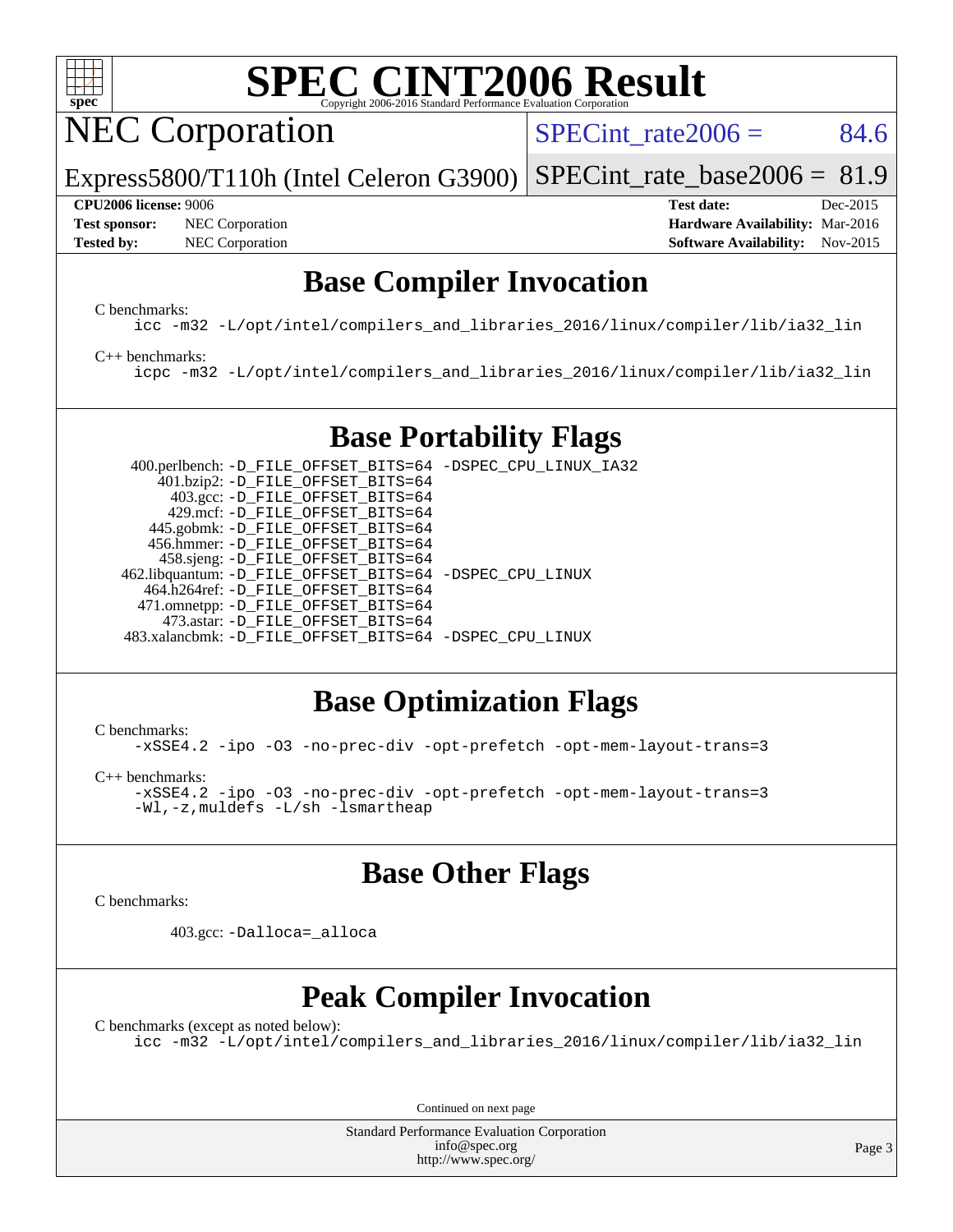# SPEC CINT2006 Result

## NEC Corporation

Express5800/T110h (Intel Celeron G3900)

SPECint_rate2006 = 84.6

SPECint_rate_base2006 = 81.9

**CPU2006 license:** 9006
**Test sponsor:** NEC Corporation
**Tested by:** NEC Corporation

**Test date:** Dec-2015
**Hardware Availability:** Mar-2016
**Software Availability:** Nov-2015

## Base Compiler Invocation

C benchmarks:

```
icc -m32 -L/opt/intel/compilers_and_libraries_2016/linux/compiler/lib/ia32_lin
```

C++ benchmarks:

```
icpc -m32 -L/opt/intel/compilers_and_libraries_2016/linux/compiler/lib/ia32_lin
```

## Base Portability Flags

```
    400.perlbench: -D_FILE_OFFSET_BITS=64 -DSPEC_CPU_LINUX_IA32
       401.bzip2: -D_FILE_OFFSET_BITS=64
         403.gcc: -D_FILE_OFFSET_BITS=64
         429.mcf: -D_FILE_OFFSET_BITS=64
       445.gobmk: -D_FILE_OFFSET_BITS=64
      456.hmmer: -D_FILE_OFFSET_BITS=64
      458.sjeng: -D_FILE_OFFSET_BITS=64
 462.libquantum: -D_FILE_OFFSET_BITS=64 -DSPEC_CPU_LINUX
    464.h264ref: -D_FILE_OFFSET_BITS=64
    471.omnetpp: -D_FILE_OFFSET_BITS=64
       473.astar: -D_FILE_OFFSET_BITS=64
 483.xalancbmk: -D_FILE_OFFSET_BITS=64 -DSPEC_CPU_LINUX
```

## Base Optimization Flags

C benchmarks:

```
-xSSE4.2 -ipo -O3 -no-prec-div -opt-prefetch -opt-mem-layout-trans=3
```

C++ benchmarks:

```
-xSSE4.2 -ipo -O3 -no-prec-div -opt-prefetch -opt-mem-layout-trans=3
-Wl,-z,muldefs -L/sh -lsmartheap
```

## Base Other Flags

C benchmarks:

```
403.gcc: -Dalloca=_alloca
```

## Peak Compiler Invocation

C benchmarks (except as noted below):

```
icc -m32 -L/opt/intel/compilers_and_libraries_2016/linux/compiler/lib/ia32_lin
```

Continued on next page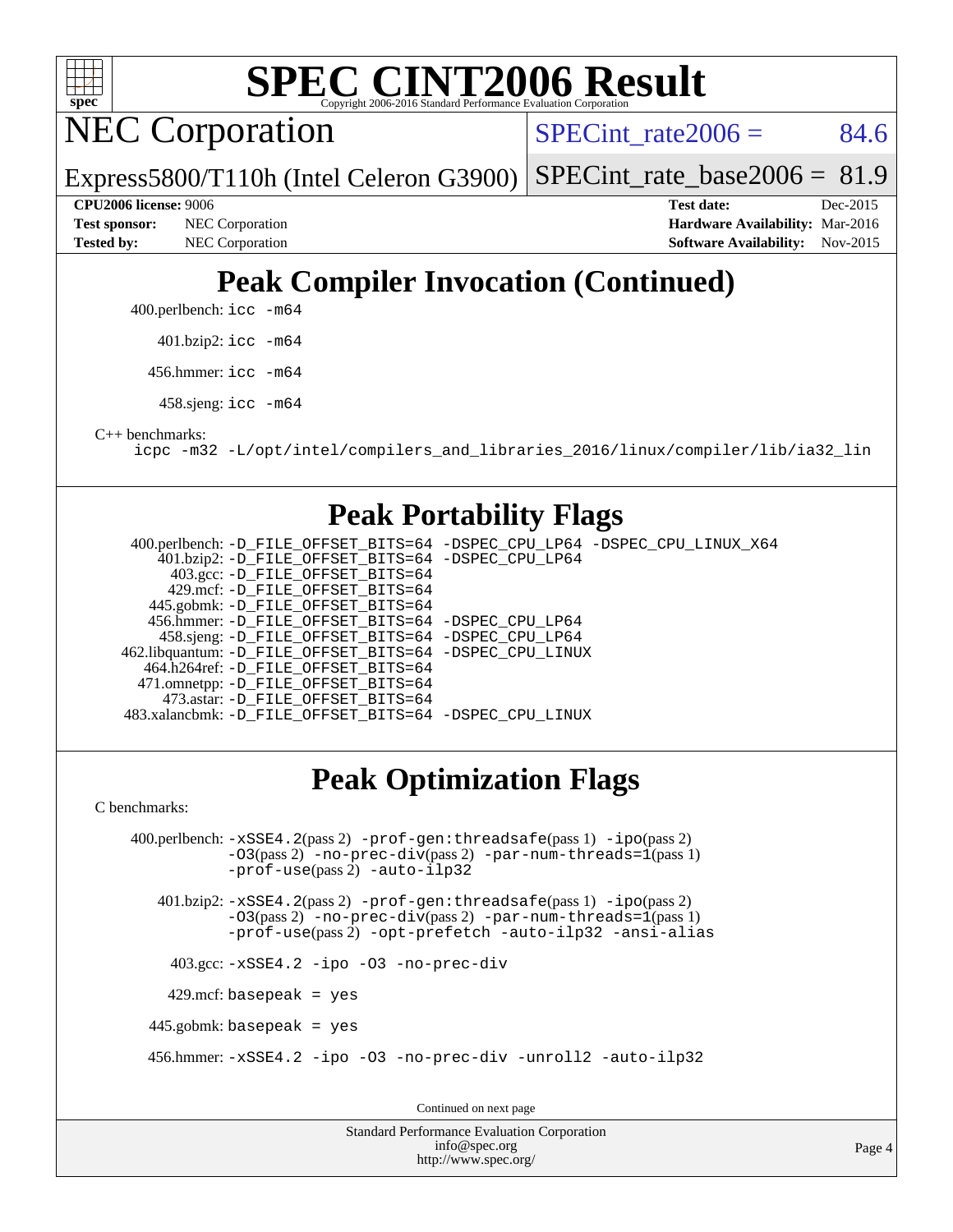# SPEC CINT2006 Result

Copyright 2006-2016 Standard Performance Evaluation Corporation

## NEC Corporation

Express5800/T110h (Intel Celeron G3900)

SPECint_rate2006 = 84.6

SPECint_rate_base2006 = 81.9

**CPU2006 license:** 9006
**Test sponsor:** NEC Corporation
**Tested by:** NEC Corporation

**Test date:** Dec-2015
**Hardware Availability:** Mar-2016
**Software Availability:** Nov-2015

## Peak Compiler Invocation (Continued)

400.perlbench: `icc -m64`

401.bzip2: `icc -m64`

456.hmmer: `icc -m64`

458.sjeng: `icc -m64`

C++ benchmarks:

`icpc -m32 -L/opt/intel/compilers_and_libraries_2016/linux/compiler/lib/ia32_lin`

## Peak Portability Flags

400.perlbench: `-D_FILE_OFFSET_BITS=64 -DSPEC_CPU_LP64 -DSPEC_CPU_LINUX_X64`
401.bzip2: `-D_FILE_OFFSET_BITS=64 -DSPEC_CPU_LP64`
403.gcc: `-D_FILE_OFFSET_BITS=64`
429.mcf: `-D_FILE_OFFSET_BITS=64`
445.gobmk: `-D_FILE_OFFSET_BITS=64`
456.hmmer: `-D_FILE_OFFSET_BITS=64 -DSPEC_CPU_LP64`
458.sjeng: `-D_FILE_OFFSET_BITS=64 -DSPEC_CPU_LP64`
462.libquantum: `-D_FILE_OFFSET_BITS=64 -DSPEC_CPU_LINUX`
464.h264ref: `-D_FILE_OFFSET_BITS=64`
471.omnetpp: `-D_FILE_OFFSET_BITS=64`
473.astar: `-D_FILE_OFFSET_BITS=64`
483.xalancbmk: `-D_FILE_OFFSET_BITS=64 -DSPEC_CPU_LINUX`

## Peak Optimization Flags

C benchmarks:

400.perlbench: `-xSSE4.2`(pass 2) `-prof-gen:threadsafe`(pass 1) `-ipo`(pass 2) `-O3`(pass 2) `-no-prec-div`(pass 2) `-par-num-threads=1`(pass 1) `-prof-use`(pass 2) `-auto-ilp32`

401.bzip2: `-xSSE4.2`(pass 2) `-prof-gen:threadsafe`(pass 1) `-ipo`(pass 2) `-O3`(pass 2) `-no-prec-div`(pass 2) `-par-num-threads=1`(pass 1) `-prof-use`(pass 2) `-opt-prefetch -auto-ilp32 -ansi-alias`

403.gcc: `-xSSE4.2 -ipo -O3 -no-prec-div`

429.mcf: `basepeak = yes`

445.gobmk: `basepeak = yes`

456.hmmer: `-xSSE4.2 -ipo -O3 -no-prec-div -unroll2 -auto-ilp32`

Continued on next page

Standard Performance Evaluation Corporation
info@spec.org
http://www.spec.org/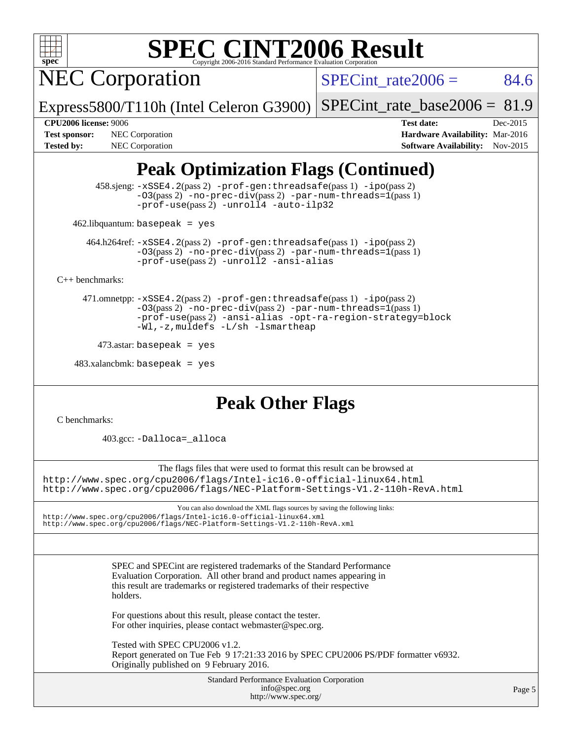# SPEC CINT2006 Result

Copyright 2006-2016 Standard Performance Evaluation Corporation

## NEC Corporation

Express5800/T110h (Intel Celeron G3900)

SPECint_rate2006 = 84.6

SPECint_rate_base2006 = 81.9

**CPU2006 license:** 9006
**Test sponsor:** NEC Corporation
**Tested by:** NEC Corporation

**Test date:** Dec-2015
**Hardware Availability:** Mar-2016
**Software Availability:** Nov-2015

## Peak Optimization Flags (Continued)

458.sjeng: -xSSE4.2(pass 2) -prof-gen:threadsafe(pass 1) -ipo(pass 2) -O3(pass 2) -no-prec-div(pass 2) -par-num-threads=1(pass 1) -prof-use(pass 2) -unroll4 -auto-ilp32

462.libquantum: basepeak = yes

464.h264ref: -xSSE4.2(pass 2) -prof-gen:threadsafe(pass 1) -ipo(pass 2) -O3(pass 2) -no-prec-div(pass 2) -par-num-threads=1(pass 1) -prof-use(pass 2) -unroll2 -ansi-alias

C++ benchmarks:

471.omnetpp: -xSSE4.2(pass 2) -prof-gen:threadsafe(pass 1) -ipo(pass 2) -O3(pass 2) -no-prec-div(pass 2) -par-num-threads=1(pass 1) -prof-use(pass 2) -ansi-alias -opt-ra-region-strategy=block -Wl,-z,muldefs -L/sh -lsmartheap

473.astar: basepeak = yes

483.xalancbmk: basepeak = yes

## Peak Other Flags

C benchmarks:

403.gcc: -Dalloca=_alloca

The flags files that were used to format this result can be browsed at
http://www.spec.org/cpu2006/flags/Intel-ic16.0-official-linux64.html
http://www.spec.org/cpu2006/flags/NEC-Platform-Settings-V1.2-110h-RevA.html

You can also download the XML flags sources by saving the following links:
http://www.spec.org/cpu2006/flags/Intel-ic16.0-official-linux64.xml
http://www.spec.org/cpu2006/flags/NEC-Platform-Settings-V1.2-110h-RevA.xml

SPEC and SPECint are registered trademarks of the Standard Performance Evaluation Corporation. All other brand and product names appearing in this result are trademarks or registered trademarks of their respective holders.

For questions about this result, please contact the tester.
For other inquiries, please contact webmaster@spec.org.

Tested with SPEC CPU2006 v1.2.
Report generated on Tue Feb 9 17:21:33 2016 by SPEC CPU2006 PS/PDF formatter v6932.
Originally published on 9 February 2016.

Standard Performance Evaluation Corporation
info@spec.org
http://www.spec.org/